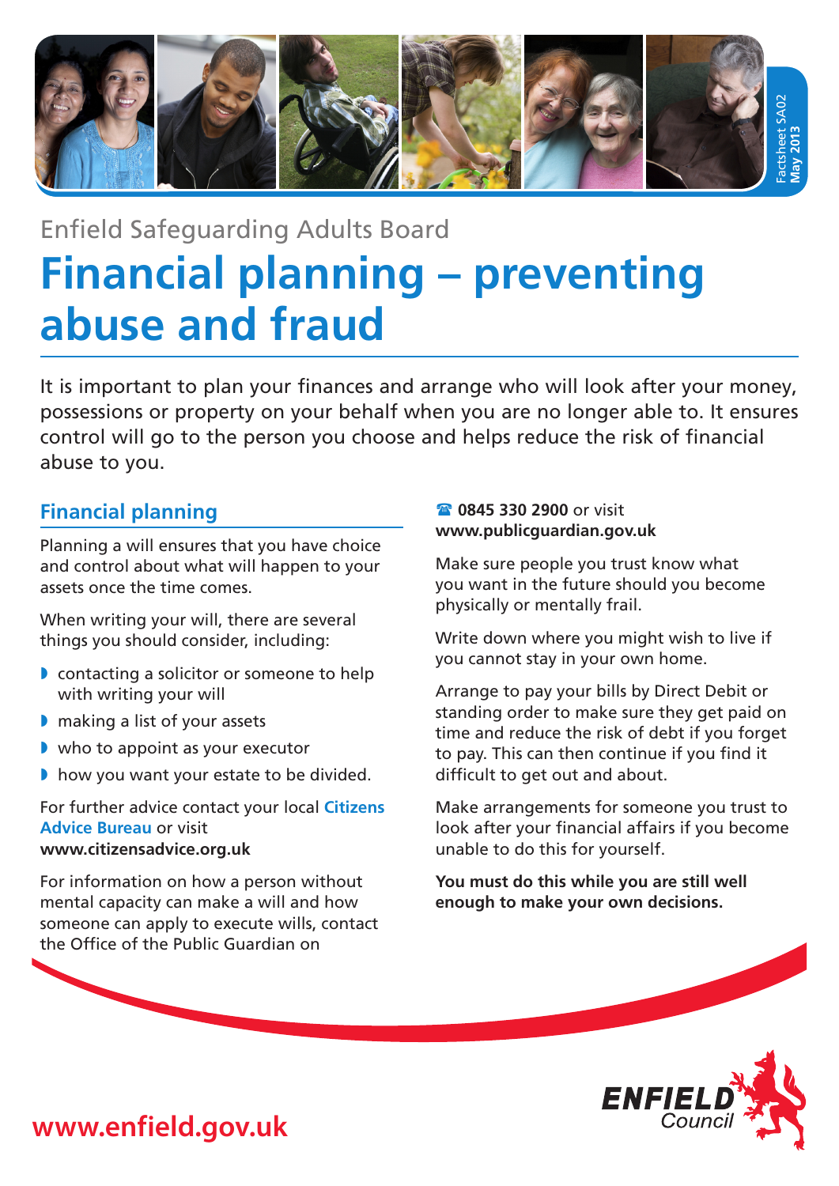Factsheet SA02
May 2013

Enfield Safeguarding Adults Board

# Financial planning – preventing abuse and fraud

It is important to plan your finances and arrange who will look after your money, possessions or property on your behalf when you are no longer able to. It ensures control will go to the person you choose and helps reduce the risk of financial abuse to you.

## Financial planning

Planning a will ensures that you have choice and control about what will happen to your assets once the time comes.

When writing your will, there are several things you should consider, including:

- contacting a solicitor or someone to help with writing your will
- making a list of your assets
- who to appoint as your executor
- how you want your estate to be divided.

For further advice contact your local **Citizens Advice Bureau** or visit **www.citizensadvice.org.uk**

For information on how a person without mental capacity can make a will and how someone can apply to execute wills, contact the Office of the Public Guardian on ☎ **0845 330 2900** or visit **www.publicguardian.gov.uk**

Make sure people you trust know what you want in the future should you become physically or mentally frail.

Write down where you might wish to live if you cannot stay in your own home.

Arrange to pay your bills by Direct Debit or standing order to make sure they get paid on time and reduce the risk of debt if you forget to pay. This can then continue if you find it difficult to get out and about.

Make arrangements for someone you trust to look after your financial affairs if you become unable to do this for yourself.

**You must do this while you are still well enough to make your own decisions.**

**www.enfield.gov.uk**

ENFIELD Council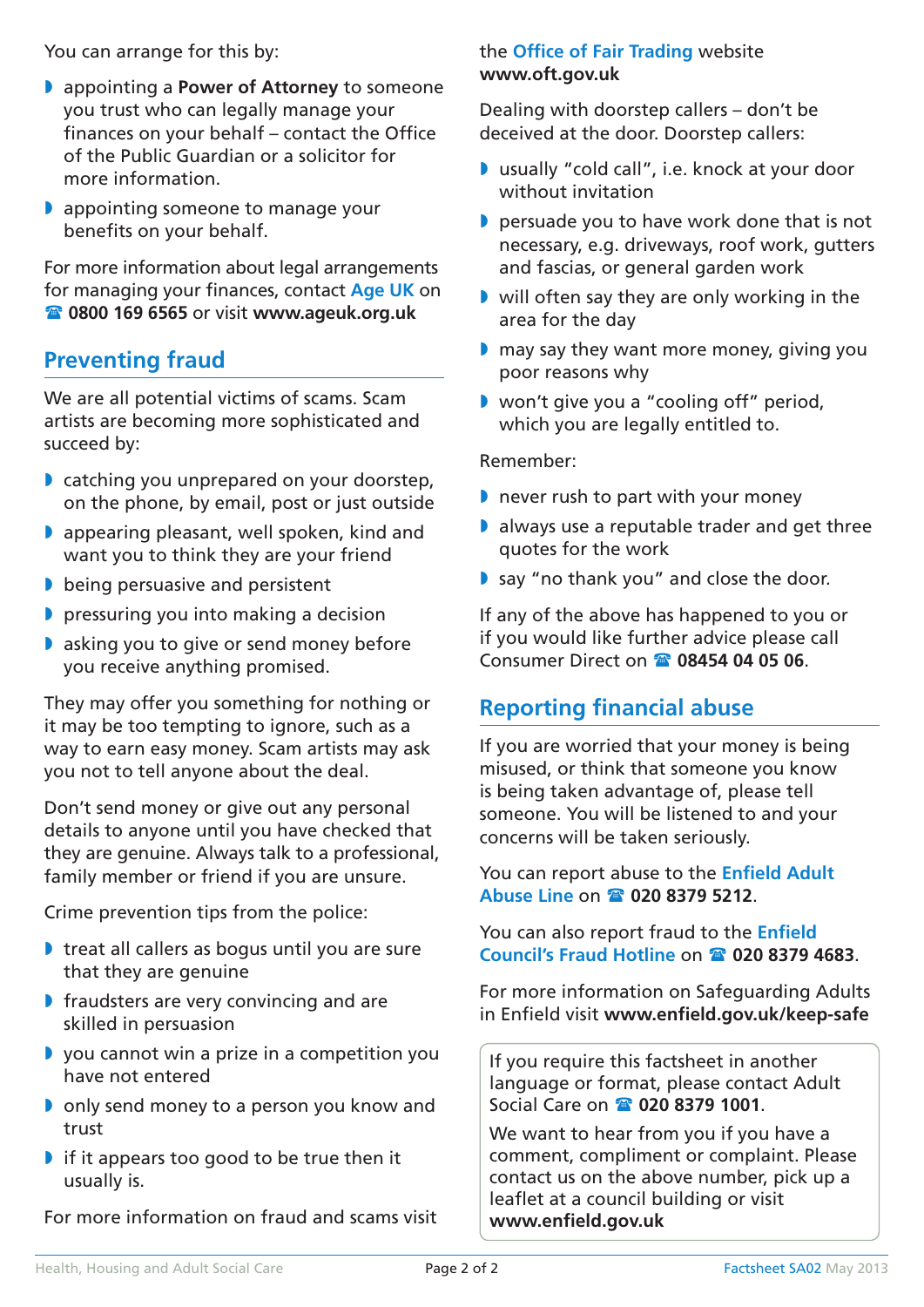You can arrange for this by:

- appointing a **Power of Attorney** to someone you trust who can legally manage your finances on your behalf – contact the Office of the Public Guardian or a solicitor for more information.
- appointing someone to manage your benefits on your behalf.

For more information about legal arrangements for managing your finances, contact Age UK on ☎ **0800 169 6565** or visit **www.ageuk.org.uk**

## Preventing fraud

We are all potential victims of scams. Scam artists are becoming more sophisticated and succeed by:

- catching you unprepared on your doorstep, on the phone, by email, post or just outside
- appearing pleasant, well spoken, kind and want you to think they are your friend
- being persuasive and persistent
- pressuring you into making a decision
- asking you to give or send money before you receive anything promised.

They may offer you something for nothing or it may be too tempting to ignore, such as a way to earn easy money. Scam artists may ask you not to tell anyone about the deal.

Don't send money or give out any personal details to anyone until you have checked that they are genuine. Always talk to a professional, family member or friend if you are unsure.

Crime prevention tips from the police:

- treat all callers as bogus until you are sure that they are genuine
- fraudsters are very convincing and are skilled in persuasion
- you cannot win a prize in a competition you have not entered
- only send money to a person you know and trust
- if it appears too good to be true then it usually is.

For more information on fraud and scams visit the Office of Fair Trading website **www.oft.gov.uk**

Dealing with doorstep callers – don't be deceived at the door. Doorstep callers:

- usually "cold call", i.e. knock at your door without invitation
- persuade you to have work done that is not necessary, e.g. driveways, roof work, gutters and fascias, or general garden work
- will often say they are only working in the area for the day
- may say they want more money, giving you poor reasons why
- won't give you a "cooling off" period, which you are legally entitled to.

Remember:

- never rush to part with your money
- always use a reputable trader and get three quotes for the work
- say "no thank you" and close the door.

If any of the above has happened to you or if you would like further advice please call Consumer Direct on ☎ **08454 04 05 06**.

## Reporting financial abuse

If you are worried that your money is being misused, or think that someone you know is being taken advantage of, please tell someone. You will be listened to and your concerns will be taken seriously.

You can report abuse to the Enfield Adult Abuse Line on ☎ **020 8379 5212**.

You can also report fraud to the Enfield Council's Fraud Hotline on ☎ **020 8379 4683**.

For more information on Safeguarding Adults in Enfield visit **www.enfield.gov.uk/keep-safe**

If you require this factsheet in another language or format, please contact Adult Social Care on ☎ **020 8379 1001**.

We want to hear from you if you have a comment, compliment or complaint. Please contact us on the above number, pick up a leaflet at a council building or visit **www.enfield.gov.uk**